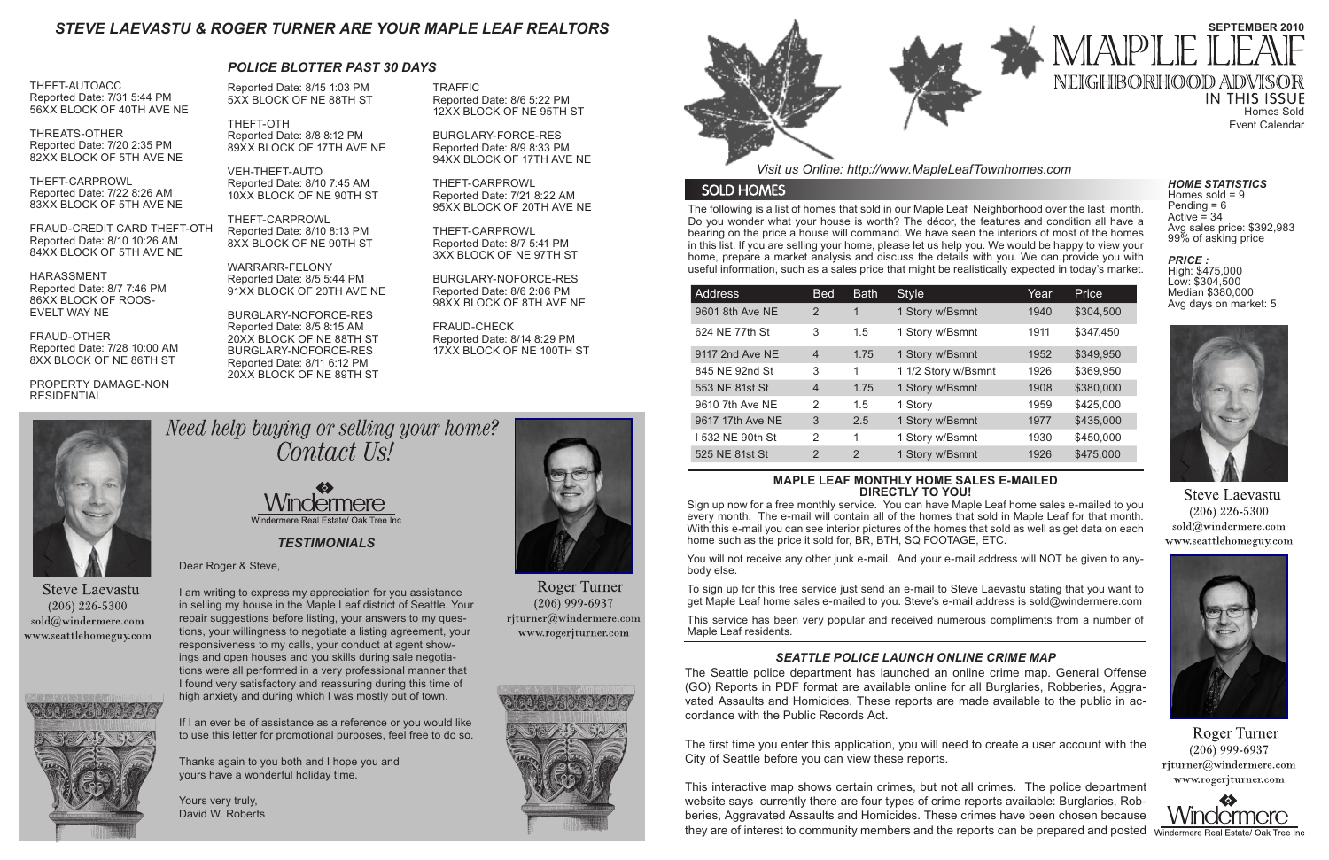## STEVE LAEVASTU & ROGER TURNER ARE YOUR MAPLE LEAF REALTORS

### POLICE BLOTTER PAST 30 DAYS

THEFT-AUTOACC
Reported Date: 7/31 5:44 PM
56XX BLOCK OF 40TH AVE NE

THREATS-OTHER
Reported Date: 7/20 2:35 PM
82XX BLOCK OF 5TH AVE NE

THEFT-CARPROWL
Reported Date: 7/22 8:26 AM
83XX BLOCK OF 5TH AVE NE

FRAUD-CREDIT CARD THEFT-OTH
Reported Date: 8/10 10:26 AM
84XX BLOCK OF 5TH AVE NE

HARASSMENT
Reported Date: 8/7 7:46 PM
86XX BLOCK OF ROOSEVELT WAY NE

FRAUD-OTHER
Reported Date: 7/28 10:00 AM
8XX BLOCK OF NE 86TH ST

PROPERTY DAMAGE-NON RESIDENTIAL
Reported Date: 8/15 1:03 PM
5XX BLOCK OF NE 88TH ST

THEFT-OTH
Reported Date: 8/8 8:12 PM
89XX BLOCK OF 17TH AVE NE

VEH-THEFT-AUTO
Reported Date: 8/10 7:45 AM
10XX BLOCK OF NE 90TH ST

THEFT-CARPROWL
Reported Date: 8/10 8:13 PM
8XX BLOCK OF NE 90TH ST

WARRARR-FELONY
Reported Date: 8/5 5:44 PM
91XX BLOCK OF 20TH AVE NE

BURGLARY-NOFORCE-RES
Reported Date: 8/5 8:15 AM
20XX BLOCK OF NE 88TH ST

BURGLARY-NOFORCE-RES
Reported Date: 8/11 6:12 PM
20XX BLOCK OF NE 89TH ST

TRAFFIC
Reported Date: 8/6 5:22 PM
12XX BLOCK OF NE 95TH ST

BURGLARY-FORCE-RES
Reported Date: 8/9 8:33 PM
94XX BLOCK OF 17TH AVE NE

THEFT-CARPROWL
Reported Date: 7/21 8:22 AM
95XX BLOCK OF 20TH AVE NE

THEFT-CARPROWL
Reported Date: 8/7 5:41 PM
3XX BLOCK OF NE 97TH ST

BURGLARY-NOFORCE-RES
Reported Date: 8/6 2:06 PM
98XX BLOCK OF 8TH AVE NE

FRAUD-CHECK
Reported Date: 8/14 8:29 PM
17XX BLOCK OF NE 100TH ST

## Need help buying or selling your home? Contact Us!

Windermere
Windermere Real Estate/ Oak Tree Inc

Steve Laevastu
(206) 226-5300
sold@windermere.com
www.seattlehomeguy.com

Roger Turner
(206) 999-6937
rjturner@windermere.com
www.rogerjturner.com

### TESTIMONIALS

Dear Roger & Steve,

I am writing to express my appreciation for you assistance in selling my house in the Maple Leaf district of Seattle. Your repair suggestions before listing, your answers to my questions, your willingness to negotiate a listing agreement, your responsiveness to my calls, your conduct at agent showings and open houses and you skills during sale negotiations were all performed in a very professional manner that I found very satisfactory and reassuring during this time of high anxiety and during which I was mostly out of town.

If I an ever be of assistance as a reference or you would like to use this letter for promotional purposes, feel free to do so.

Thanks again to you both and I hope you and yours have a wonderful holiday time.

Yours very truly,
David W. Roberts

# MAPLE LEAF NEIGHBORHOOD ADVISOR

SEPTEMBER 2010

IN THIS ISSUE
Homes Sold
Event Calendar

*Visit us Online: http://www.MapleLeafTownhomes.com*

## SOLD HOMES

The following is a list of homes that sold in our Maple Leaf Neighborhood over the last month. Do you wonder what your house is worth? The décor, the features and condition all have a bearing on the price a house will command. We have seen the interiors of most of the homes in this list. If you are selling your home, please let us help you. We would be happy to view your home, prepare a market analysis and discuss the details with you. We can provide you with useful information, such as a sales price that might be realistically expected in today's market.

| Address | Bed | Bath | Style | Year | Price |
|---|---|---|---|---|---|
| 9601 8th Ave NE | 2 | 1 | 1 Story w/Bsmnt | 1940 | $304,500 |
| 624 NE 77th St | 3 | 1.5 | 1 Story w/Bsmnt | 1911 | $347,450 |
| 9117 2nd Ave NE | 4 | 1.75 | 1 Story w/Bsmnt | 1952 | $349,950 |
| 845 NE 92nd St | 3 | 1 | 1 1/2 Story w/Bsmnt | 1926 | $369,950 |
| 553 NE 81st St | 4 | 1.75 | 1 Story w/Bsmnt | 1908 | $380,000 |
| 9610 7th Ave NE | 2 | 1.5 | 1 Story | 1959 | $425,000 |
| 9617 17th Ave NE | 3 | 2.5 | 1 Story w/Bsmnt | 1977 | $435,000 |
| I 532 NE 90th St | 2 | 1 | 1 Story w/Bsmnt | 1930 | $450,000 |
| 525 NE 81st St | 2 | 2 | 1 Story w/Bsmnt | 1926 | $475,000 |

### HOME STATISTICS

Homes sold = 9
Pending = 6
Active = 34
Avg sales price: $392,983
99% of asking price

### PRICE :

High: $475,000
Low: $304,500
Median $380,000
Avg days on market: 5

Steve Laevastu
(206) 226-5300
sold@windermere.com
www.seattlehomeguy.com

Roger Turner
(206) 999-6937
rjturner@windermere.com
www.rogerjturner.com

Windermere
Windermere Real Estate/ Oak Tree Inc

### MAPLE LEAF MONTHLY HOME SALES E-MAILED DIRECTLY TO YOU!

Sign up now for a free monthly service. You can have Maple Leaf home sales e-mailed to you every month. The e-mail will contain all of the homes that sold in Maple Leaf for that month. With this e-mail you can see interior pictures of the homes that sold as well as get data on each home such as the price it sold for, BR, BTH, SQ FOOTAGE, ETC.

You will not receive any other junk e-mail. And your e-mail address will NOT be given to anybody else.

To sign up for this free service just send an e-mail to Steve Laevastu stating that you want to get Maple Leaf home sales e-mailed to you. Steve's e-mail address is sold@windermere.com

This service has been very popular and received numerous compliments from a number of Maple Leaf residents.

### SEATTLE POLICE LAUNCH ONLINE CRIME MAP

The Seattle police department has launched an online crime map. General Offense (GO) Reports in PDF format are available online for all Burglaries, Robberies, Aggravated Assaults and Homicides. These reports are made available to the public in accordance with the Public Records Act.

The first time you enter this application, you will need to create a user account with the City of Seattle before you can view these reports.

This interactive map shows certain crimes, but not all crimes. The police department website says currently there are four types of crime reports available: Burglaries, Robberies, Aggravated Assaults and Homicides. These crimes have been chosen because they are of interest to community members and the reports can be prepared and posted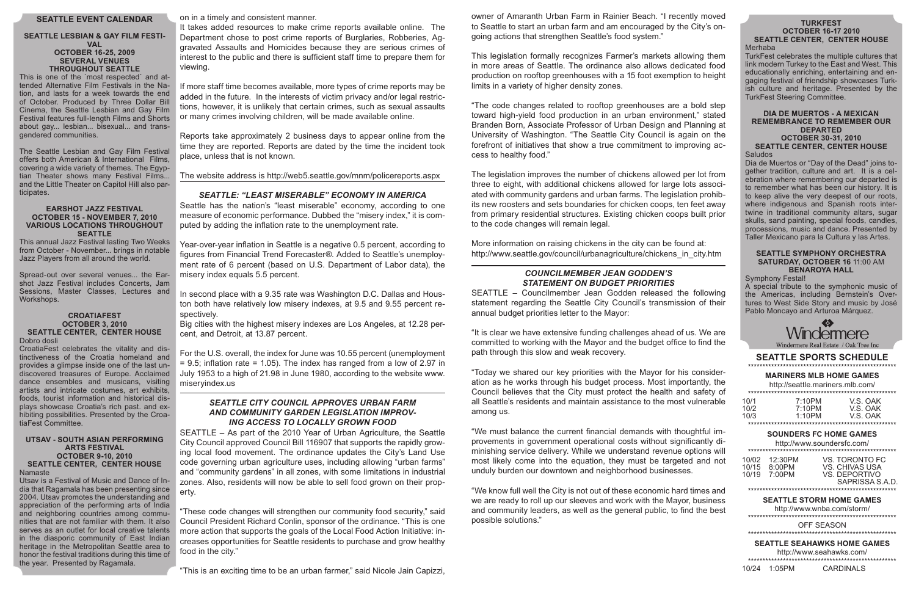## SEATTLE EVENT CALENDAR

### SEATTLE LESBIAN & GAY FILM FESTIVAL
**OCTOBER 16-25, 2009**
**SEVERAL VENUES THROUGHOUT SEATTLE**

This is one of the `most respected` and attended Alternative Film Festivals in the Nation, and lasts for a week towards the end of October. Produced by Three Dollar Bill Cinema, the Seattle Lesbian and Gay Film Festival features full-length Films and Shorts about gay... lesbian... bisexual... and transgendered communities.

The Seattle Lesbian and Gay Film Festival offers both American & International Films, covering a wide variety of themes. The Egyptian Theater shows many Festival Films... and the Little Theater on Capitol Hill also participates.

### EARSHOT JAZZ FESTIVAL
**OCTOBER 15 - NOVEMBER 7, 2010**
**VARIOUS LOCATIONS THROUGHOUT SEATTLE**

This annual Jazz Festival lasting Two Weeks from October - November... brings in notable Jazz Players from all around the world.

Spread-out over several venues... the Earshot Jazz Festival includes Concerts, Jam Sessions, Master Classes, Lectures and Workshops.

### CROATIAFEST
**OCTOBER 3, 2010**
**SEATTLE CENTER, CENTER HOUSE**

Dobro dosli

CroatiaFest celebrates the vitality and distinctiveness of the Croatia homeland and provides a glimpse inside one of the last undiscovered treasures of Europe. Acclaimed dance ensembles and musicans, visiting artists and intricate costumes, art exhibits, foods, tourist information and historical displays showcase Croatia's rich past. and exhibiting possibilities. Presented by the CroatiaFest Committee.

### UTSAV - SOUTH ASIAN PERFORMING ARTS FESTIVAL
**OCTOBER 9-10, 2010**
**SEATTLE CENTER, CENTER HOUSE**

Namaste

Utsav is a Festival of Music and Dance of India that Ragamala has been presenting since 2004. Utsav promotes the understanding and appreciation of the performing arts of India and neighboring countries among communities that are not familiar with them. It also serves as an outlet for local creative talents in the diasporic community of East Indian heritage in the Metropolitan Seattle area to honor the festival traditions during this time of the year. Presented by Ragamala.

on in a timely and consistent manner.

It takes added resources to make crime reports available online. The Department chose to post crime reports of Burglaries, Robberies, Aggravated Assaults and Homicides because they are serious crimes of interest to the public and there is sufficient staff time to prepare them for viewing.

If more staff time becomes available, more types of crime reports may be added in the future. In the interests of victim privacy and/or legal restrictions, however, it is unlikely that certain crimes, such as sexual assaults or many crimes involving children, will be made available online.

Reports take approximately 2 business days to appear online from the time they are reported. Reports are dated by the time the incident took place, unless that is not known.

The website address is http://web5.seattle.gov/mnm/policereports.aspx

### *SEATTLE: "LEAST MISERABLE" ECONOMY IN AMERICA*

Seattle has the nation's "least miserable" economy, according to one measure of economic performance. Dubbed the "misery index," it is computed by adding the inflation rate to the unemployment rate.

Year-over-year inflation in Seattle is a negative 0.5 percent, according to figures from Financial Trend Forecaster®. Added to Seattle's unemployment rate of 6 percent (based on U.S. Department of Labor data), the misery index equals 5.5 percent.

In second place with a 9.35 rate was Washington D.C. Dallas and Houston both have relatively low misery indexes, at 9.5 and 9.55 percent respectively.

Big cities with the highest misery indexes are Los Angeles, at 12.28 percent, and Detroit, at 13.87 percent.

For the U.S. overall, the index for June was 10.55 percent (unemployment = 9.5; inflation rate = 1.05). The index has ranged from a low of 2.97 in July 1953 to a high of 21.98 in June 1980, according to the website www.miseryindex.us

### *SEATTLE CITY COUNCIL APPROVES URBAN FARM AND COMMUNITY GARDEN LEGISLATION IMPROVING ACCESS TO LOCALLY GROWN FOOD*

SEATTLE – As part of the 2010 Year of Urban Agriculture, the Seattle City Council approved Council Bill 116907 that supports the rapidly growing local food movement. The ordinance updates the City's Land Use code governing urban agriculture uses, including allowing "urban farms" and "community gardens" in all zones, with some limitations in industrial zones. Also, residents will now be able to sell food grown on their property.

"These code changes will strengthen our community food security," said Council President Richard Conlin, sponsor of the ordinance. "This is one more action that supports the goals of the Local Food Action Initiative: increases opportunities for Seattle residents to purchase and grow healthy food in the city."

"This is an exciting time to be an urban farmer," said Nicole Jain Capizzi, owner of Amaranth Urban Farm in Rainier Beach. "I recently moved to Seattle to start an urban farm and am encouraged by the City's ongoing actions that strengthen Seattle's food system."

This legislation formally recognizes Farmer's markets allowing them in more areas of Seattle. The ordinance also allows dedicated food production on rooftop greenhouses with a 15 foot exemption to height limits in a variety of higher density zones.

"The code changes related to rooftop greenhouses are a bold step toward high-yield food production in an urban environment," stated Branden Born, Associate Professor of Urban Design and Planning at University of Washington. "The Seattle City Council is again on the forefront of initiatives that show a true commitment to improving access to healthy food."

The legislation improves the number of chickens allowed per lot from three to eight, with additional chickens allowed for large lots associated with community gardens and urban farms. The legislation prohibits new roosters and sets boundaries for chicken coops, ten feet away from primary residential structures. Existing chicken coops built prior to the code changes will remain legal.

More information on raising chickens in the city can be found at:
http://www.seattle.gov/council/urbanagriculture/chickens_in_city.htm

### *COUNCILMEMBER JEAN GODDEN'S STATEMENT ON BUDGET PRIORITIES*

SEATTLE – Councilmember Jean Godden released the following statement regarding the Seattle City Council's transmission of their annual budget priorities letter to the Mayor:

"It is clear we have extensive funding challenges ahead of us. We are committed to working with the Mayor and the budget office to find the path through this slow and weak recovery.

"Today we shared our key priorities with the Mayor for his consideration as he works through his budget process. Most importantly, the Council believes that the City must protect the health and safety of all Seattle's residents and maintain assistance to the most vulnerable among us.

"We must balance the current financial demands with thoughtful improvements in government operational costs without significantly diminishing service delivery. While we understand revenue options will most likely come into the equation, they must be targeted and not unduly burden our downtown and neighborhood businesses.

"We know full well the City is not out of these economic hard times and we are ready to roll up our sleeves and work with the Mayor, business and community leaders, as well as the general public, to find the best possible solutions."

### TURKFEST
**OCTOBER 16-17 2010**
**SEATTLE CENTER, CENTER HOUSE**

Merhaba

TurkFest celebrates the multiple cultures that link modern Turkey to the East and West. This educationally enriching, entertaining and engaging festival of friendship showcases Turkish culture and heritage. Presented by the TurkFest Steering Committee.

### DIA DE MUERTOS - A MEXICAN REMEMBRANCE TO REMEMBER OUR DEPARTED
**OCTOBER 30-31, 2010**
**SEATTLE CENTER, CENTER HOUSE**

Saludos

Dia de Muertos or "Day of the Dead" joins together tradition, culture and art. It is a celebration where remembering our departed is to remember what has been our history. It is to keep alive the very deepest of our roots, where indigenous and Spanish roots intertwine in traditional community altars, sugar skulls, sand painting, special foods, candles, processions, music and dance. Presented by Taller Mexicano para la Cultura y las Artes.

### SEATTLE SYMPHONY ORCHESTRA
**SATURDAY, OCTOBER 16** 11:00 AM
**BENAROYA HALL**

Symphony Festal!

A special tribute to the symphonic music of the Americas, including Bernstein's Overtures to West Side Story and music by José Pablo Moncayo and Arturoa Márquez.

Windermere

Windermere Real Estate / Oak Tree Inc

## SEATTLE SPORTS SCHEDULE

### MARINERS MLB HOME GAMES
http://seattle.mariners.mlb.com/

| | | |
|---|---|---|
| 10/1 | 7:10PM | V.S. OAK |
| 10/2 | 7:10PM | V.S. OAK |
| 10/3 | 1:10PM | V.S. OAK |

### SOUNDERS FC HOME GAMES
http://www.soundersfc.com/

| | | |
|---|---|---|
| 10/02 | 12:30PM | VS. TORONTO FC |
| 10/15 | 8:00PM | VS. CHIVAS USA |
| 10/19 | 7:00PM | VS. DEPORTIVO SAPRISSA S.A.D. |

### SEATTLE STORM HOME GAMES
http://www.wnba.com/storm/

OFF SEASON

### SEATTLE SEAHAWKS HOME GAMES
http://www.seahawks.com/

| | | |
|---|---|---|
| 10/24 | 1:05PM | CARDINALS |